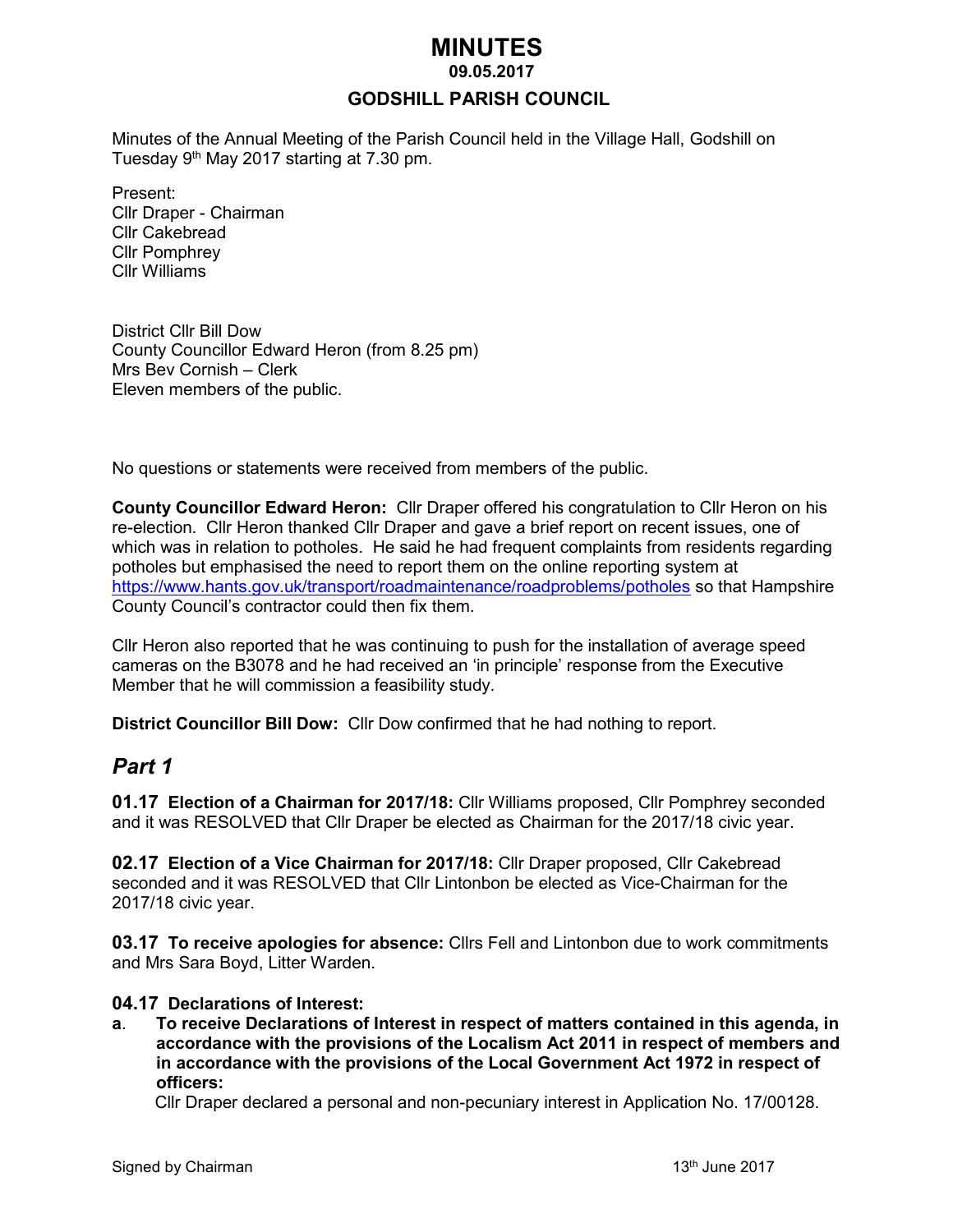# MINUTES

**09.05.2017**

**GODSHILL PARISH COUNCIL**

Minutes of the Annual Meeting of the Parish Council held in the Village Hall, Godshill on Tuesday 9th May 2017 starting at 7.30 pm.

Present:
Cllr Draper - Chairman
Cllr Cakebread
Cllr Pomphrey
Cllr Williams

District Cllr Bill Dow
County Councillor Edward Heron (from 8.25 pm)
Mrs Bev Cornish – Clerk
Eleven members of the public.

No questions or statements were received from members of the public.

**County Councillor Edward Heron:** Cllr Draper offered his congratulation to Cllr Heron on his re-election. Cllr Heron thanked Cllr Draper and gave a brief report on recent issues, one of which was in relation to potholes. He said he had frequent complaints from residents regarding potholes but emphasised the need to report them on the online reporting system at https://www.hants.gov.uk/transport/roadmaintenance/roadproblems/potholes so that Hampshire County Council's contractor could then fix them.

Cllr Heron also reported that he was continuing to push for the installation of average speed cameras on the B3078 and he had received an 'in principle' response from the Executive Member that he will commission a feasibility study.

**District Councillor Bill Dow:** Cllr Dow confirmed that he had nothing to report.

## *Part 1*

**01.17 Election of a Chairman for 2017/18:** Cllr Williams proposed, Cllr Pomphrey seconded and it was RESOLVED that Cllr Draper be elected as Chairman for the 2017/18 civic year.

**02.17 Election of a Vice Chairman for 2017/18:** Cllr Draper proposed, Cllr Cakebread seconded and it was RESOLVED that Cllr Lintonbon be elected as Vice-Chairman for the 2017/18 civic year.

**03.17 To receive apologies for absence:** Cllrs Fell and Lintonbon due to work commitments and Mrs Sara Boyd, Litter Warden.

**04.17 Declarations of Interest:**

**a. To receive Declarations of Interest in respect of matters contained in this agenda, in accordance with the provisions of the Localism Act 2011 in respect of members and in accordance with the provisions of the Local Government Act 1972 in respect of officers:**

Cllr Draper declared a personal and non-pecuniary interest in Application No. 17/00128.

Signed by Chairman 13th June 2017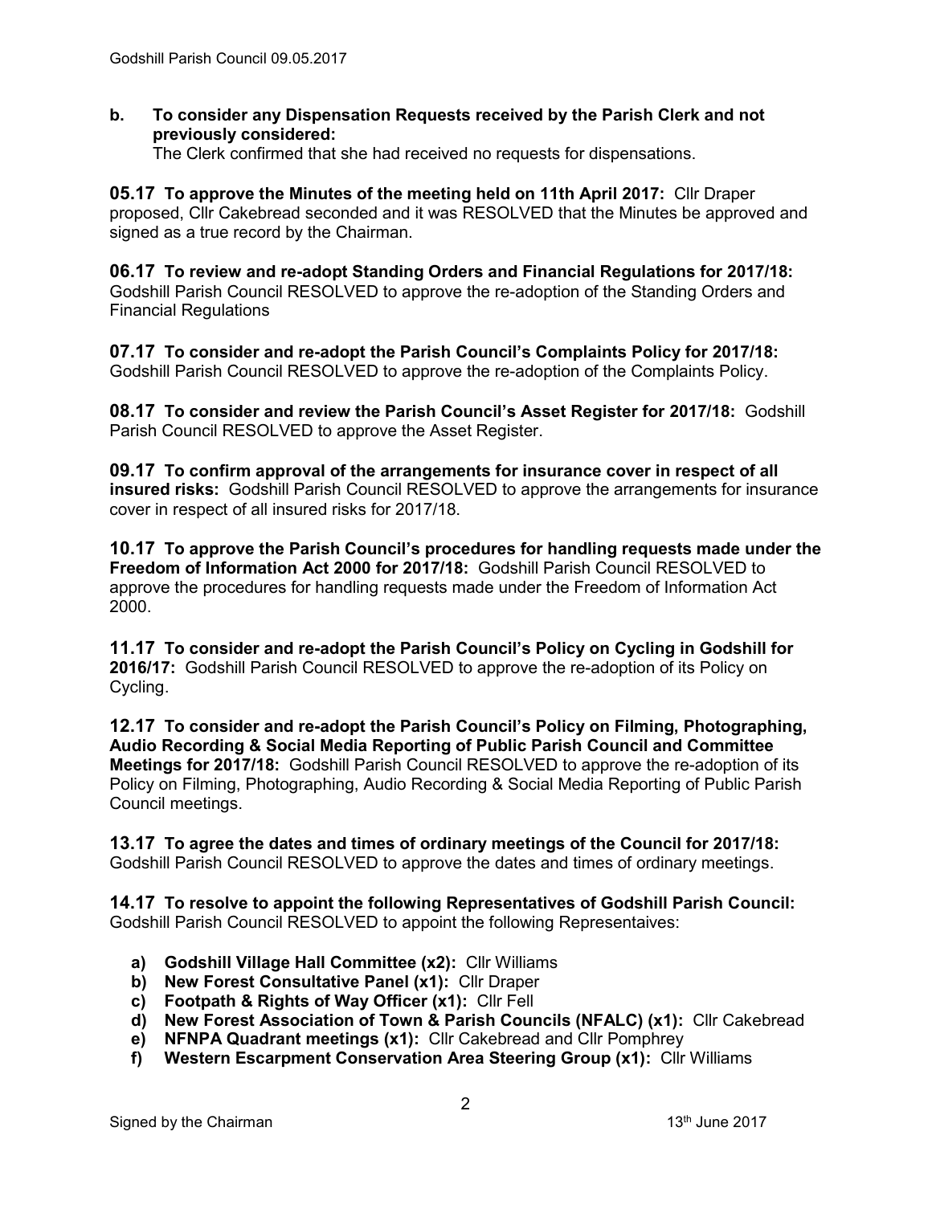**b. To consider any Dispensation Requests received by the Parish Clerk and not previously considered:**
The Clerk confirmed that she had received no requests for dispensations.

**05.17 To approve the Minutes of the meeting held on 11th April 2017:** Cllr Draper proposed, Cllr Cakebread seconded and it was RESOLVED that the Minutes be approved and signed as a true record by the Chairman.

**06.17 To review and re-adopt Standing Orders and Financial Regulations for 2017/18:** Godshill Parish Council RESOLVED to approve the re-adoption of the Standing Orders and Financial Regulations

**07.17 To consider and re-adopt the Parish Council's Complaints Policy for 2017/18:** Godshill Parish Council RESOLVED to approve the re-adoption of the Complaints Policy.

**08.17 To consider and review the Parish Council's Asset Register for 2017/18:** Godshill Parish Council RESOLVED to approve the Asset Register.

**09.17 To confirm approval of the arrangements for insurance cover in respect of all insured risks:** Godshill Parish Council RESOLVED to approve the arrangements for insurance cover in respect of all insured risks for 2017/18.

**10.17 To approve the Parish Council's procedures for handling requests made under the Freedom of Information Act 2000 for 2017/18:** Godshill Parish Council RESOLVED to approve the procedures for handling requests made under the Freedom of Information Act 2000.

**11.17 To consider and re-adopt the Parish Council's Policy on Cycling in Godshill for 2016/17:** Godshill Parish Council RESOLVED to approve the re-adoption of its Policy on Cycling.

**12.17 To consider and re-adopt the Parish Council's Policy on Filming, Photographing, Audio Recording & Social Media Reporting of Public Parish Council and Committee Meetings for 2017/18:** Godshill Parish Council RESOLVED to approve the re-adoption of its Policy on Filming, Photographing, Audio Recording & Social Media Reporting of Public Parish Council meetings.

**13.17 To agree the dates and times of ordinary meetings of the Council for 2017/18:** Godshill Parish Council RESOLVED to approve the dates and times of ordinary meetings.

**14.17 To resolve to appoint the following Representatives of Godshill Parish Council:** Godshill Parish Council RESOLVED to appoint the following Representaives:

a) **Godshill Village Hall Committee (x2):** Cllr Williams
b) **New Forest Consultative Panel (x1):** Cllr Draper
c) **Footpath & Rights of Way Officer (x1):** Cllr Fell
d) **New Forest Association of Town & Parish Councils (NFALC) (x1):** Cllr Cakebread
e) **NFNPA Quadrant meetings (x1):** Cllr Cakebread and Cllr Pomphrey
f) **Western Escarpment Conservation Area Steering Group (x1):** Cllr Williams

Signed by the Chairman 13th June 2017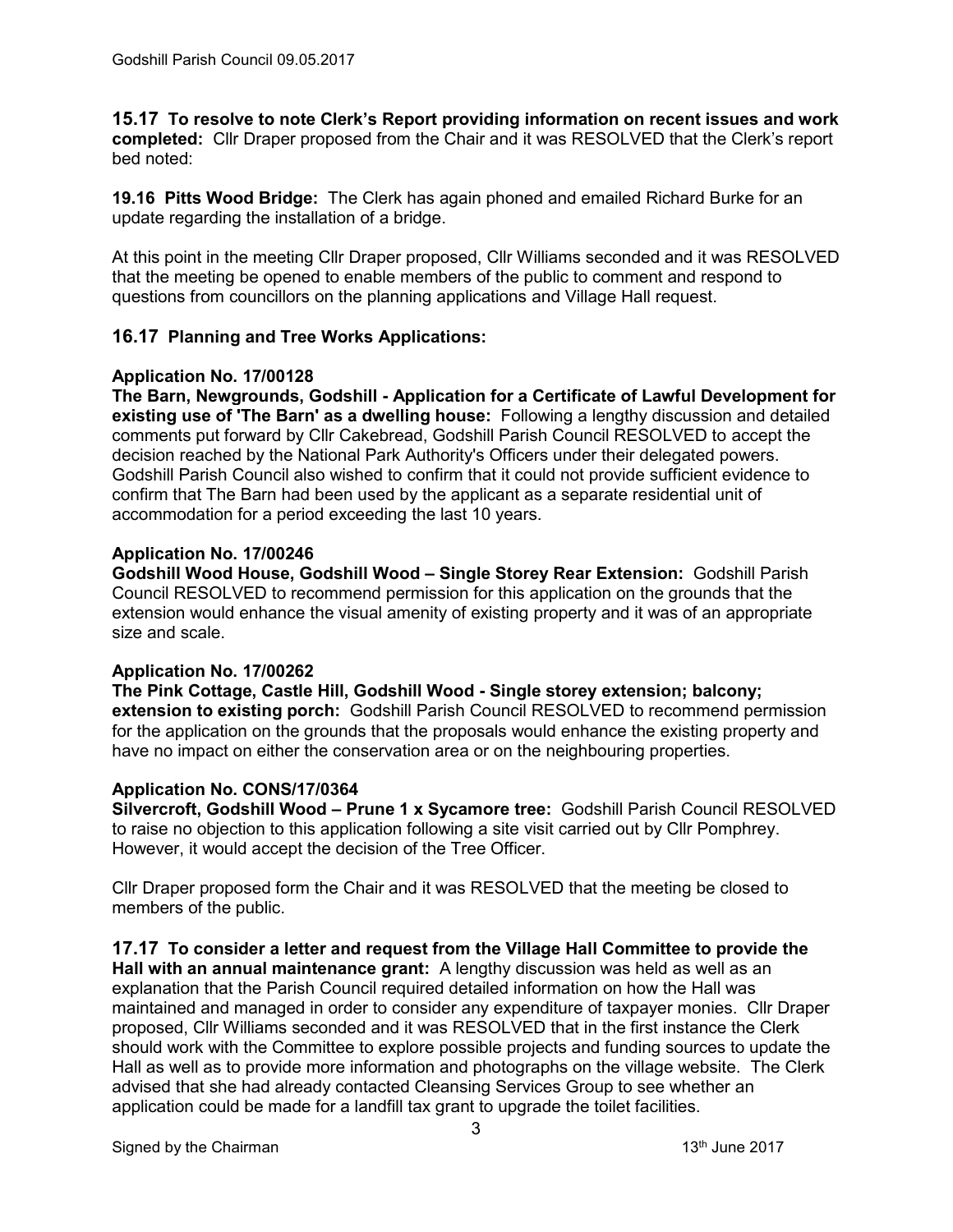**15.17 To resolve to note Clerk's Report providing information on recent issues and work completed:** Cllr Draper proposed from the Chair and it was RESOLVED that the Clerk's report bed noted:

**19.16 Pitts Wood Bridge:** The Clerk has again phoned and emailed Richard Burke for an update regarding the installation of a bridge.

At this point in the meeting Cllr Draper proposed, Cllr Williams seconded and it was RESOLVED that the meeting be opened to enable members of the public to comment and respond to questions from councillors on the planning applications and Village Hall request.

### 16.17 Planning and Tree Works Applications:

**Application No. 17/00128**
**The Barn, Newgrounds, Godshill - Application for a Certificate of Lawful Development for existing use of 'The Barn' as a dwelling house:** Following a lengthy discussion and detailed comments put forward by Cllr Cakebread, Godshill Parish Council RESOLVED to accept the decision reached by the National Park Authority's Officers under their delegated powers. Godshill Parish Council also wished to confirm that it could not provide sufficient evidence to confirm that The Barn had been used by the applicant as a separate residential unit of accommodation for a period exceeding the last 10 years.

**Application No. 17/00246**
**Godshill Wood House, Godshill Wood – Single Storey Rear Extension:** Godshill Parish Council RESOLVED to recommend permission for this application on the grounds that the extension would enhance the visual amenity of existing property and it was of an appropriate size and scale.

**Application No. 17/00262**
**The Pink Cottage, Castle Hill, Godshill Wood - Single storey extension; balcony; extension to existing porch:** Godshill Parish Council RESOLVED to recommend permission for the application on the grounds that the proposals would enhance the existing property and have no impact on either the conservation area or on the neighbouring properties.

**Application No. CONS/17/0364**
**Silvercroft, Godshill Wood – Prune 1 x Sycamore tree:** Godshill Parish Council RESOLVED to raise no objection to this application following a site visit carried out by Cllr Pomphrey. However, it would accept the decision of the Tree Officer.

Cllr Draper proposed form the Chair and it was RESOLVED that the meeting be closed to members of the public.

**17.17 To consider a letter and request from the Village Hall Committee to provide the Hall with an annual maintenance grant:** A lengthy discussion was held as well as an explanation that the Parish Council required detailed information on how the Hall was maintained and managed in order to consider any expenditure of taxpayer monies. Cllr Draper proposed, Cllr Williams seconded and it was RESOLVED that in the first instance the Clerk should work with the Committee to explore possible projects and funding sources to update the Hall as well as to provide more information and photographs on the village website. The Clerk advised that she had already contacted Cleansing Services Group to see whether an application could be made for a landfill tax grant to upgrade the toilet facilities.

Signed by the Chairman 13th June 2017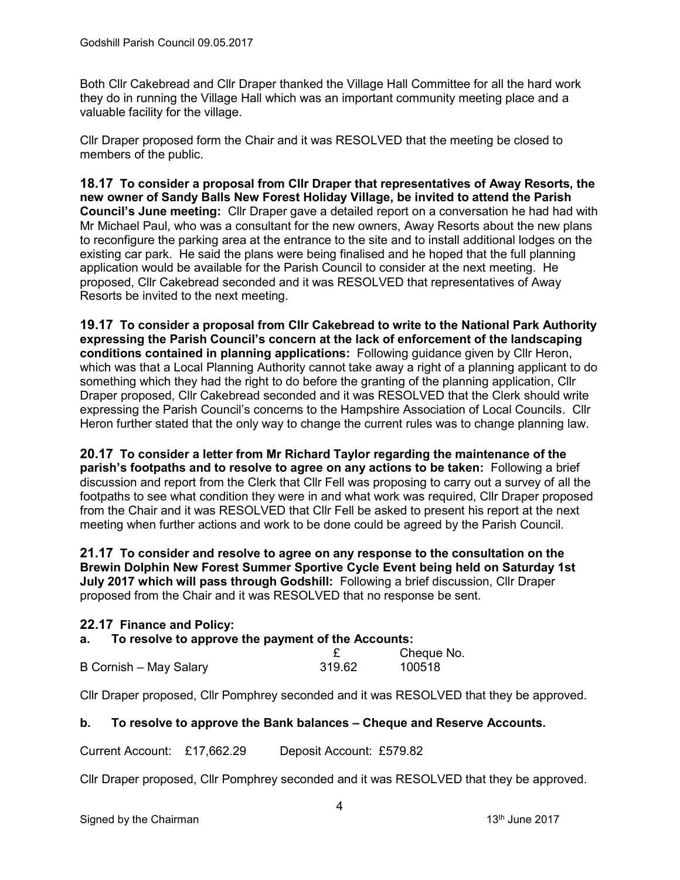Both Cllr Cakebread and Cllr Draper thanked the Village Hall Committee for all the hard work they do in running the Village Hall which was an important community meeting place and a valuable facility for the village.

Cllr Draper proposed form the Chair and it was RESOLVED that the meeting be closed to members of the public.

**18.17 To consider a proposal from Cllr Draper that representatives of Away Resorts, the new owner of Sandy Balls New Forest Holiday Village, be invited to attend the Parish Council's June meeting:** Cllr Draper gave a detailed report on a conversation he had had with Mr Michael Paul, who was a consultant for the new owners, Away Resorts about the new plans to reconfigure the parking area at the entrance to the site and to install additional lodges on the existing car park. He said the plans were being finalised and he hoped that the full planning application would be available for the Parish Council to consider at the next meeting. He proposed, Cllr Cakebread seconded and it was RESOLVED that representatives of Away Resorts be invited to the next meeting.

**19.17 To consider a proposal from Cllr Cakebread to write to the National Park Authority expressing the Parish Council's concern at the lack of enforcement of the landscaping conditions contained in planning applications:** Following guidance given by Cllr Heron, which was that a Local Planning Authority cannot take away a right of a planning applicant to do something which they had the right to do before the granting of the planning application, Cllr Draper proposed, Cllr Cakebread seconded and it was RESOLVED that the Clerk should write expressing the Parish Council's concerns to the Hampshire Association of Local Councils. Cllr Heron further stated that the only way to change the current rules was to change planning law.

**20.17 To consider a letter from Mr Richard Taylor regarding the maintenance of the parish's footpaths and to resolve to agree on any actions to be taken:** Following a brief discussion and report from the Clerk that Cllr Fell was proposing to carry out a survey of all the footpaths to see what condition they were in and what work was required, Cllr Draper proposed from the Chair and it was RESOLVED that Cllr Fell be asked to present his report at the next meeting when further actions and work to be done could be agreed by the Parish Council.

**21.17 To consider and resolve to agree on any response to the consultation on the Brewin Dolphin New Forest Summer Sportive Cycle Event being held on Saturday 1st July 2017 which will pass through Godshill:** Following a brief discussion, Cllr Draper proposed from the Chair and it was RESOLVED that no response be sent.

**22.17 Finance and Policy:**

**a. To resolve to approve the payment of the Accounts:**

| | £ | Cheque No. |
|---|---|---|
| B Cornish – May Salary | 319.62 | 100518 |

Cllr Draper proposed, Cllr Pomphrey seconded and it was RESOLVED that they be approved.

**b. To resolve to approve the Bank balances – Cheque and Reserve Accounts.**

Current Account: £17,662.29 Deposit Account: £579.82

Cllr Draper proposed, Cllr Pomphrey seconded and it was RESOLVED that they be approved.

Signed by the Chairman 13th June 2017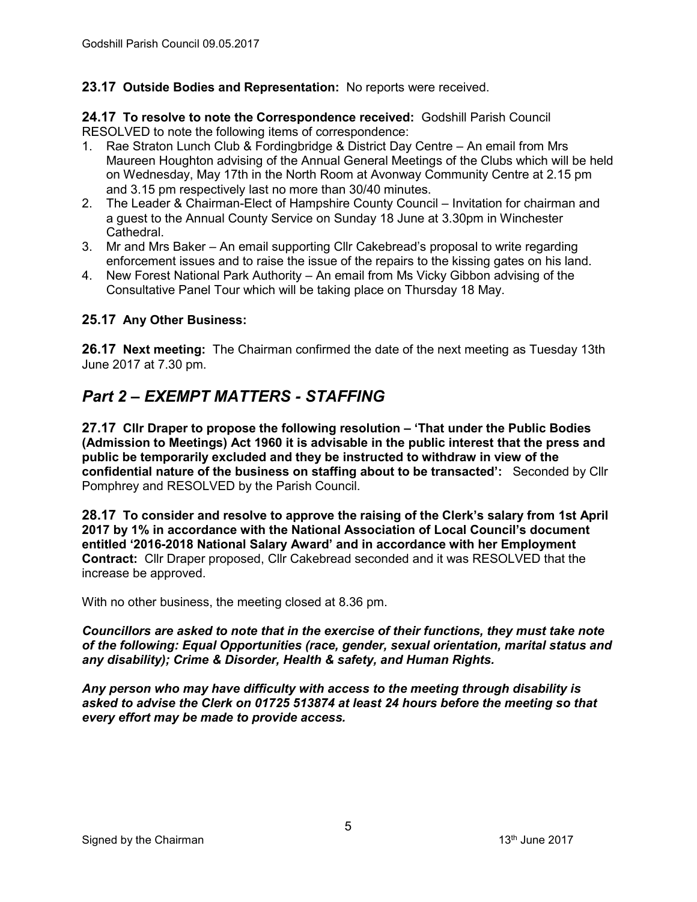**23.17 Outside Bodies and Representation:** No reports were received.

**24.17 To resolve to note the Correspondence received:** Godshill Parish Council RESOLVED to note the following items of correspondence:

1. Rae Straton Lunch Club & Fordingbridge & District Day Centre – An email from Mrs Maureen Houghton advising of the Annual General Meetings of the Clubs which will be held on Wednesday, May 17th in the North Room at Avonway Community Centre at 2.15 pm and 3.15 pm respectively last no more than 30/40 minutes.
2. The Leader & Chairman-Elect of Hampshire County Council – Invitation for chairman and a guest to the Annual County Service on Sunday 18 June at 3.30pm in Winchester Cathedral.
3. Mr and Mrs Baker – An email supporting Cllr Cakebread's proposal to write regarding enforcement issues and to raise the issue of the repairs to the kissing gates on his land.
4. New Forest National Park Authority – An email from Ms Vicky Gibbon advising of the Consultative Panel Tour which will be taking place on Thursday 18 May.

**25.17 Any Other Business:**

**26.17 Next meeting:** The Chairman confirmed the date of the next meeting as Tuesday 13th June 2017 at 7.30 pm.

## *Part 2 – EXEMPT MATTERS - STAFFING*

**27.17 Cllr Draper to propose the following resolution – 'That under the Public Bodies (Admission to Meetings) Act 1960 it is advisable in the public interest that the press and public be temporarily excluded and they be instructed to withdraw in view of the confidential nature of the business on staffing about to be transacted':** Seconded by Cllr Pomphrey and RESOLVED by the Parish Council.

**28.17 To consider and resolve to approve the raising of the Clerk's salary from 1st April 2017 by 1% in accordance with the National Association of Local Council's document entitled '2016-2018 National Salary Award' and in accordance with her Employment Contract:** Cllr Draper proposed, Cllr Cakebread seconded and it was RESOLVED that the increase be approved.

With no other business, the meeting closed at 8.36 pm.

***Councillors are asked to note that in the exercise of their functions, they must take note of the following: Equal Opportunities (race, gender, sexual orientation, marital status and any disability); Crime & Disorder, Health & safety, and Human Rights.***

***Any person who may have difficulty with access to the meeting through disability is asked to advise the Clerk on 01725 513874 at least 24 hours before the meeting so that every effort may be made to provide access.***

Signed by the Chairman 13th June 2017